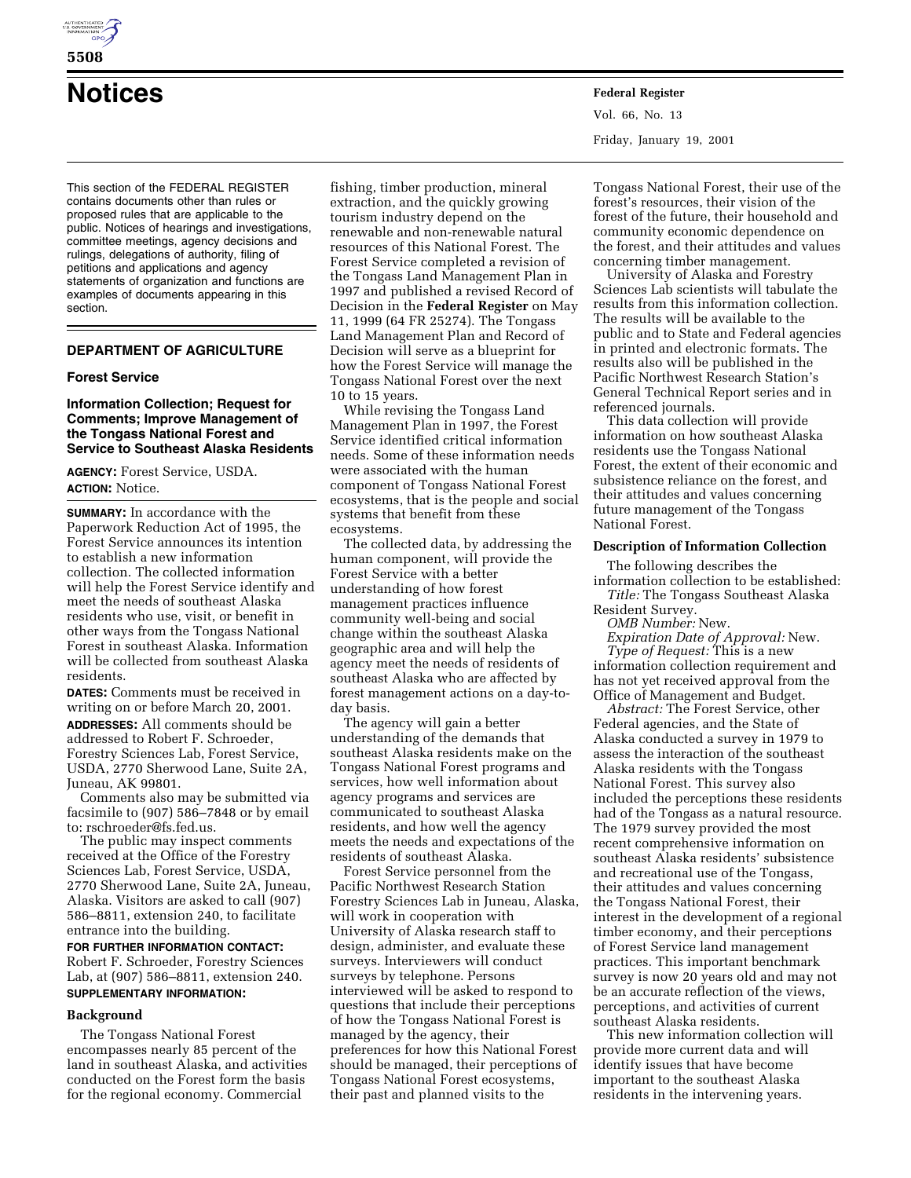# Notices

This section of the FEDERAL REGISTER contains documents other than rules or proposed rules that are applicable to the public. Notices of hearings and investigations, committee meetings, agency decisions and rulings, delegations of authority, filing of petitions and applications and agency statements of organization and functions are examples of documents appearing in this section.

## DEPARTMENT OF AGRICULTURE

### Forest Service

### Information Collection; Request for Comments; Improve Management of the Tongass National Forest and Service to Southeast Alaska Residents

**AGENCY:** Forest Service, USDA.

**ACTION:** Notice.

**SUMMARY:** In accordance with the Paperwork Reduction Act of 1995, the Forest Service announces its intention to establish a new information collection. The collected information will help the Forest Service identify and meet the needs of southeast Alaska residents who use, visit, or benefit in other ways from the Tongass National Forest in southeast Alaska. Information will be collected from southeast Alaska residents.

**DATES:** Comments must be received in writing on or before March 20, 2001.

**ADDRESSES:** All comments should be addressed to Robert F. Schroeder, Forestry Sciences Lab, Forest Service, USDA, 2770 Sherwood Lane, Suite 2A, Juneau, AK 99801.

Comments also may be submitted via facsimile to (907) 586–7848 or by email to: rschroeder@fs.fed.us.

The public may inspect comments received at the Office of the Forestry Sciences Lab, Forest Service, USDA, 2770 Sherwood Lane, Suite 2A, Juneau, Alaska. Visitors are asked to call (907) 586–8811, extension 240, to facilitate entrance into the building.

**FOR FURTHER INFORMATION CONTACT:** Robert F. Schroeder, Forestry Sciences Lab, at (907) 586–8811, extension 240.

**SUPPLEMENTARY INFORMATION:**

**Background**

The Tongass National Forest encompasses nearly 85 percent of the land in southeast Alaska, and activities conducted on the Forest form the basis for the regional economy. Commercial fishing, timber production, mineral extraction, and the quickly growing tourism industry depend on the renewable and non-renewable natural resources of this National Forest. The Forest Service completed a revision of the Tongass Land Management Plan in 1997 and published a revised Record of Decision in the **Federal Register** on May 11, 1999 (64 FR 25274). The Tongass Land Management Plan and Record of Decision will serve as a blueprint for how the Forest Service will manage the Tongass National Forest over the next 10 to 15 years.

While revising the Tongass Land Management Plan in 1997, the Forest Service identified critical information needs. Some of these information needs were associated with the human component of Tongass National Forest ecosystems, that is the people and social systems that benefit from these ecosystems.

The collected data, by addressing the human component, will provide the Forest Service with a better understanding of how forest management practices influence community well-being and social change within the southeast Alaska geographic area and will help the agency meet the needs of residents of southeast Alaska who are affected by forest management actions on a day-to-day basis.

The agency will gain a better understanding of the demands that southeast Alaska residents make on the Tongass National Forest programs and services, how well information about agency programs and services are communicated to southeast Alaska residents, and how well the agency meets the needs and expectations of the residents of southeast Alaska.

Forest Service personnel from the Pacific Northwest Research Station Forestry Sciences Lab in Juneau, Alaska, will work in cooperation with University of Alaska research staff to design, administer, and evaluate these surveys. Interviewers will conduct surveys by telephone. Persons interviewed will be asked to respond to questions that include their perceptions of how the Tongass National Forest is managed by the agency, their preferences for how this National Forest should be managed, their perceptions of Tongass National Forest ecosystems, their past and planned visits to the Tongass National Forest, their use of the forest's resources, their vision of the forest of the future, their household and community economic dependence on the forest, and their attitudes and values concerning timber management.

University of Alaska and Forestry Sciences Lab scientists will tabulate the results from this information collection. The results will be available to the public and to State and Federal agencies in printed and electronic formats. The results also will be published in the Pacific Northwest Research Station's General Technical Report series and in referenced journals.

This data collection will provide information on how southeast Alaska residents use the Tongass National Forest, the extent of their economic and subsistence reliance on the forest, and their attitudes and values concerning future management of the Tongass National Forest.

**Description of Information Collection**

The following describes the information collection to be established:

*Title:* The Tongass Southeast Alaska Resident Survey.

*OMB Number:* New.

*Expiration Date of Approval:* New.

*Type of Request:* This is a new information collection requirement and has not yet received approval from the Office of Management and Budget.

*Abstract:* The Forest Service, other Federal agencies, and the State of Alaska conducted a survey in 1979 to assess the interaction of the southeast Alaska residents with the Tongass National Forest. This survey also included the perceptions these residents had of the Tongass as a natural resource. The 1979 survey provided the most recent comprehensive information on southeast Alaska residents' subsistence and recreational use of the Tongass, their attitudes and values concerning the Tongass National Forest, their interest in the development of a regional timber economy, and their perceptions of Forest Service land management practices. This important benchmark survey is now 20 years old and may not be an accurate reflection of the views, perceptions, and activities of current southeast Alaska residents.

This new information collection will provide more current data and will identify issues that have become important to the southeast Alaska residents in the intervening years.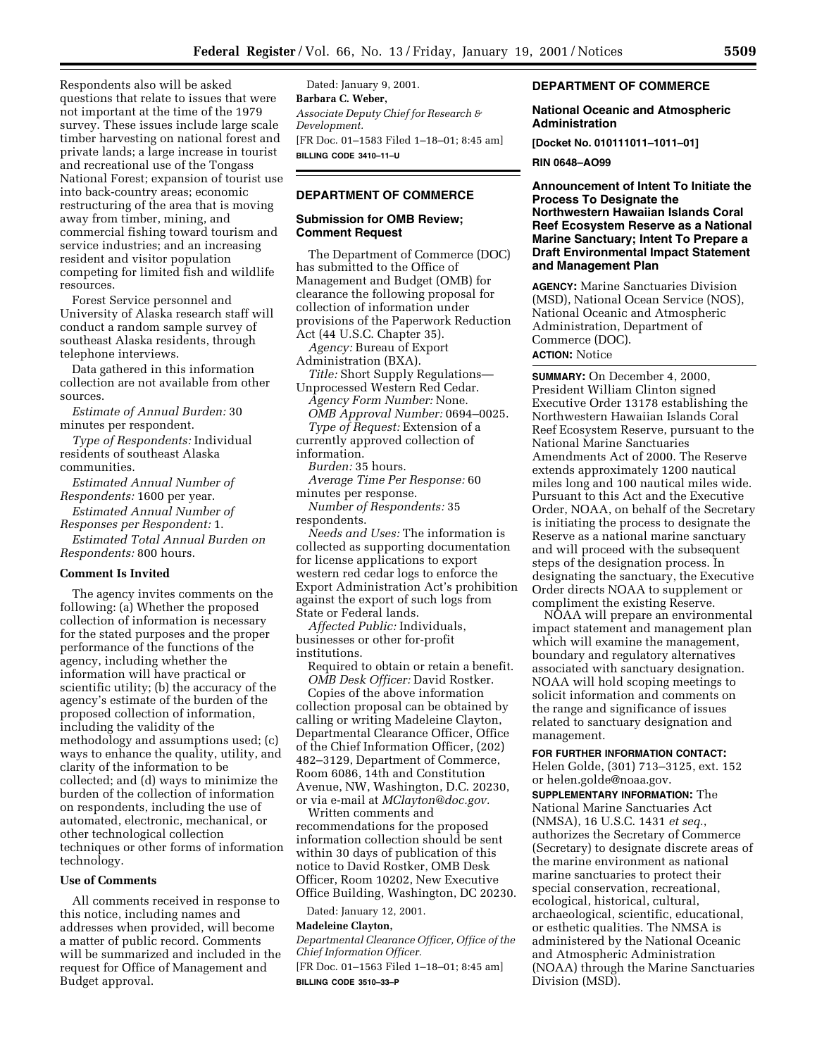Respondents also will be asked questions that relate to issues that were not important at the time of the 1979 survey. These issues include large scale timber harvesting on national forest and private lands; a large increase in tourist and recreational use of the Tongass National Forest; expansion of tourist use into back-country areas; economic restructuring of the area that is moving away from timber, mining, and commercial fishing toward tourism and service industries; and an increasing resident and visitor population competing for limited fish and wildlife resources.

Forest Service personnel and University of Alaska research staff will conduct a random sample survey of southeast Alaska residents, through telephone interviews.

Data gathered in this information collection are not available from other sources.

*Estimate of Annual Burden:* 30 minutes per respondent.

*Type of Respondents:* Individual residents of southeast Alaska communities.

*Estimated Annual Number of Respondents:* 1600 per year.

*Estimated Annual Number of Responses per Respondent:* 1.

*Estimated Total Annual Burden on Respondents:* 800 hours.

### Comment Is Invited

The agency invites comments on the following: (a) Whether the proposed collection of information is necessary for the stated purposes and the proper performance of the functions of the agency, including whether the information will have practical or scientific utility; (b) the accuracy of the agency's estimate of the burden of the proposed collection of information, including the validity of the methodology and assumptions used; (c) ways to enhance the quality, utility, and clarity of the information to be collected; and (d) ways to minimize the burden of the collection of information on respondents, including the use of automated, electronic, mechanical, or other technological collection techniques or other forms of information technology.

### Use of Comments

All comments received in response to this notice, including names and addresses when provided, will become a matter of public record. Comments will be summarized and included in the request for Office of Management and Budget approval.

Dated: January 9, 2001.

**Barbara C. Weber,**

*Associate Deputy Chief for Research & Development.*

[FR Doc. 01–1583 Filed 1–18–01; 8:45 am]

**BILLING CODE 3410–11–U**

---

## DEPARTMENT OF COMMERCE

### Submission for OMB Review; Comment Request

The Department of Commerce (DOC) has submitted to the Office of Management and Budget (OMB) for clearance the following proposal for collection of information under provisions of the Paperwork Reduction Act (44 U.S.C. Chapter 35).

*Agency:* Bureau of Export Administration (BXA).

*Title:* Short Supply Regulations—Unprocessed Western Red Cedar.

*Agency Form Number:* None.

*OMB Approval Number:* 0694–0025.

*Type of Request:* Extension of a currently approved collection of information.

*Burden:* 35 hours.

*Average Time Per Response:* 60 minutes per response.

*Number of Respondents:* 35 respondents.

*Needs and Uses:* The information is collected as supporting documentation for license applications to export western red cedar logs to enforce the Export Administration Act's prohibition against the export of such logs from State or Federal lands.

*Affected Public:* Individuals, businesses or other for-profit institutions.

Required to obtain or retain a benefit.

*OMB Desk Officer:* David Rostker.

Copies of the above information collection proposal can be obtained by calling or writing Madeleine Clayton, Departmental Clearance Officer, Office of the Chief Information Officer, (202) 482–3129, Department of Commerce, Room 6086, 14th and Constitution Avenue, NW, Washington, D.C. 20230, or via e-mail at *MClayton@doc.gov.*

Written comments and recommendations for the proposed information collection should be sent within 30 days of publication of this notice to David Rostker, OMB Desk Officer, Room 10202, New Executive Office Building, Washington, DC 20230.

Dated: January 12, 2001.

**Madeleine Clayton,**

*Departmental Clearance Officer, Office of the Chief Information Officer.*

[FR Doc. 01–1563 Filed 1–18–01; 8:45 am]

**BILLING CODE 3510–33–P**

---

## DEPARTMENT OF COMMERCE

### National Oceanic and Atmospheric Administration

**[Docket No. 010111011–1011–01]**

**RIN 0648–AO99**

### Announcement of Intent To Initiate the Process To Designate the Northwestern Hawaiian Islands Coral Reef Ecosystem Reserve as a National Marine Sanctuary; Intent To Prepare a Draft Environmental Impact Statement and Management Plan

**AGENCY:** Marine Sanctuaries Division (MSD), National Ocean Service (NOS), National Oceanic and Atmospheric Administration, Department of Commerce (DOC).

**ACTION:** Notice

**SUMMARY:** On December 4, 2000, President William Clinton signed Executive Order 13178 establishing the Northwestern Hawaiian Islands Coral Reef Ecosystem Reserve, pursuant to the National Marine Sanctuaries Amendments Act of 2000. The Reserve extends approximately 1200 nautical miles long and 100 nautical miles wide. Pursuant to this Act and the Executive Order, NOAA, on behalf of the Secretary is initiating the process to designate the Reserve as a national marine sanctuary and will proceed with the subsequent steps of the designation process. In designating the sanctuary, the Executive Order directs NOAA to supplement or compliment the existing Reserve.

NOAA will prepare an environmental impact statement and management plan which will examine the management, boundary and regulatory alternatives associated with sanctuary designation. NOAA will hold scoping meetings to solicit information and comments on the range and significance of issues related to sanctuary designation and management.

**FOR FURTHER INFORMATION CONTACT:** Helen Golde, (301) 713–3125, ext. 152 or helen.golde@noaa.gov.

**SUPPLEMENTARY INFORMATION:** The National Marine Sanctuaries Act (NMSA), 16 U.S.C. 1431 *et seq.*, authorizes the Secretary of Commerce (Secretary) to designate discrete areas of the marine environment as national marine sanctuaries to protect their special conservation, recreational, ecological, historical, cultural, archaeological, scientific, educational, or esthetic qualities. The NMSA is administered by the National Oceanic and Atmospheric Administration (NOAA) through the Marine Sanctuaries Division (MSD).